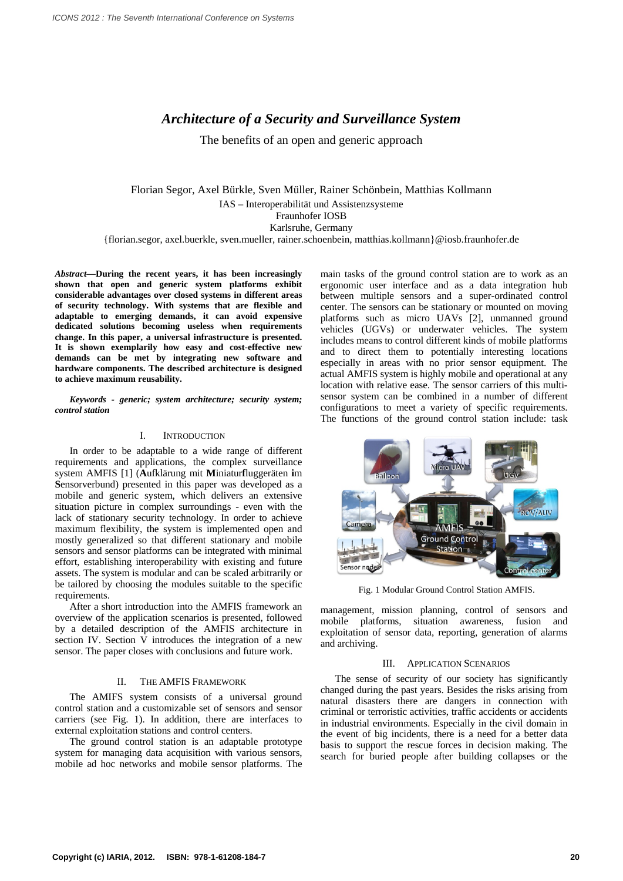# *Architecture of a Security and Surveillance System*

The benefits of an open and generic approach

Florian Segor, Axel Bürkle, Sven Müller, Rainer Schönbein, Matthias Kollmann
IAS – Interoperabilität und Assistenzsysteme
Fraunhofer IOSB
Karlsruhe, Germany
{florian.segor, axel.buerkle, sven.mueller, rainer.schoenbein, matthias.kollmann}@iosb.fraunhofer.de

***Abstract*—During the recent years, it has been increasingly shown that open and generic system platforms exhibit considerable advantages over closed systems in different areas of security technology. With systems that are flexible and adaptable to emerging demands, it can avoid expensive dedicated solutions becoming useless when requirements change. In this paper, a universal infrastructure is presented. It is shown exemplarily how easy and cost-effective new demands can be met by integrating new software and hardware components. The described architecture is designed to achieve maximum reusability.**

***Keywords - generic; system architecture; security system; control station***

## I. Introduction

In order to be adaptable to a wide range of different requirements and applications, the complex surveillance system AMFIS [1] (**A**ufklärung mit **M**iniatur**f**luggeräten **i**m **S**ensorverbund) presented in this paper was developed as a mobile and generic system, which delivers an extensive situation picture in complex surroundings - even with the lack of stationary security technology. In order to achieve maximum flexibility, the system is implemented open and mostly generalized so that different stationary and mobile sensors and sensor platforms can be integrated with minimal effort, establishing interoperability with existing and future assets. The system is modular and can be scaled arbitrarily or be tailored by choosing the modules suitable to the specific requirements.

After a short introduction into the AMFIS framework an overview of the application scenarios is presented, followed by a detailed description of the AMFIS architecture in section IV. Section V introduces the integration of a new sensor. The paper closes with conclusions and future work.

## II. The AMFIS Framework

The AMIFS system consists of a universal ground control station and a customizable set of sensors and sensor carriers (see Fig. 1). In addition, there are interfaces to external exploitation stations and control centers.

The ground control station is an adaptable prototype system for managing data acquisition with various sensors, mobile ad hoc networks and mobile sensor platforms. The main tasks of the ground control station are to work as an ergonomic user interface and as a data integration hub between multiple sensors and a super-ordinated control center. The sensors can be stationary or mounted on moving platforms such as micro UAVs [2], unmanned ground vehicles (UGVs) or underwater vehicles. The system includes means to control different kinds of mobile platforms and to direct them to potentially interesting locations especially in areas with no prior sensor equipment. The actual AMFIS system is highly mobile and operational at any location with relative ease. The sensor carriers of this multi-sensor system can be combined in a number of different configurations to meet a variety of specific requirements. The functions of the ground control station include: task management, mission planning, control of sensors and mobile platforms, situation awareness, fusion and exploitation of sensor data, reporting, generation of alarms and archiving.

Fig. 1 Modular Ground Control Station AMFIS.

## III. Application Scenarios

The sense of security of our society has significantly changed during the past years. Besides the risks arising from natural disasters there are dangers in connection with criminal or terroristic activities, traffic accidents or accidents in industrial environments. Especially in the civil domain in the event of big incidents, there is a need for a better data basis to support the rescue forces in decision making. The search for buried people after building collapses or the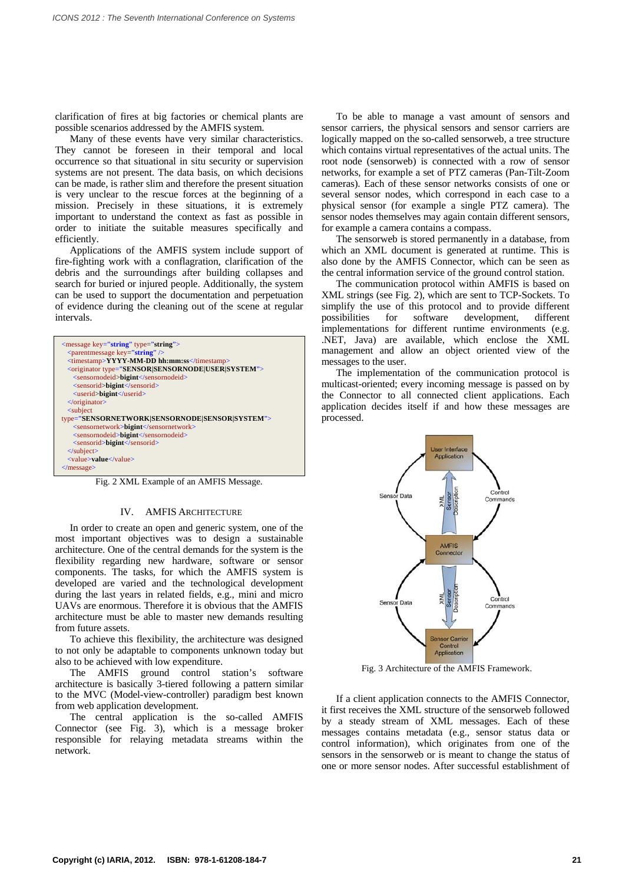clarification of fires at big factories or chemical plants are possible scenarios addressed by the AMFIS system.

Many of these events have very similar characteristics. They cannot be foreseen in their temporal and local occurrence so that situational in situ security or supervision systems are not present. The data basis, on which decisions can be made, is rather slim and therefore the present situation is very unclear to the rescue forces at the beginning of a mission. Precisely in these situations, it is extremely important to understand the context as fast as possible in order to initiate the suitable measures specifically and efficiently.

Applications of the AMFIS system include support of fire-fighting work with a conflagration, clarification of the debris and the surroundings after building collapses and search for buried or injured people. Additionally, the system can be used to support the documentation and perpetuation of evidence during the cleaning out of the scene at regular intervals.

```
<message key="string" type="string">
  <parentmessage key="string" />
  <timestamp>YYYY-MM-DD hh:mm:ss</timestamp>
  <originator type="SENSOR|SENSORNODE|USER|SYSTEM">
    <sensornodeid>bigint</sensornodeid>
    <sensorid>bigint</sensorid>
    <userid>bigint</userid>
  </originator>
  <subject
type="SENSORNETWORK|SENSORNODE|SENSOR|SYSTEM">
    <sensornetwork>bigint</sensornetwork>
    <sensornodeid>bigint</sensornodeid>
    <sensorid>bigint</sensorid>
  </subject>
  <value>value</value>
</message>
```

Fig. 2 XML Example of an AMFIS Message.

## IV. AMFIS ARCHITECTURE

In order to create an open and generic system, one of the most important objectives was to design a sustainable architecture. One of the central demands for the system is the flexibility regarding new hardware, software or sensor components. The tasks, for which the AMFIS system is developed are varied and the technological development during the last years in related fields, e.g., mini and micro UAVs are enormous. Therefore it is obvious that the AMFIS architecture must be able to master new demands resulting from future assets.

To achieve this flexibility, the architecture was designed to not only be adaptable to components unknown today but also to be achieved with low expenditure.

The AMFIS ground control station's software architecture is basically 3-tiered following a pattern similar to the MVC (Model-view-controller) paradigm best known from web application development.

The central application is the so-called AMFIS Connector (see Fig. 3), which is a message broker responsible for relaying metadata streams within the network.

To be able to manage a vast amount of sensors and sensor carriers, the physical sensors and sensor carriers are logically mapped on the so-called sensorweb, a tree structure which contains virtual representatives of the actual units. The root node (sensorweb) is connected with a row of sensor networks, for example a set of PTZ cameras (Pan-Tilt-Zoom cameras). Each of these sensor networks consists of one or several sensor nodes, which correspond in each case to a physical sensor (for example a single PTZ camera). The sensor nodes themselves may again contain different sensors, for example a camera contains a compass.

The sensorweb is stored permanently in a database, from which an XML document is generated at runtime. This is also done by the AMFIS Connector, which can be seen as the central information service of the ground control station.

The communication protocol within AMFIS is based on XML strings (see Fig. 2), which are sent to TCP-Sockets. To simplify the use of this protocol and to provide different possibilities for software development, different implementations for different runtime environments (e.g. .NET, Java) are available, which enclose the XML management and allow an object oriented view of the messages to the user.

The implementation of the communication protocol is multicast-oriented; every incoming message is passed on by the Connector to all connected client applications. Each application decides itself if and how these messages are processed.

User Interface Application

Sensor Data | XML Sensor Description | Control Commands

AMFIS Connector

Sensor Data | XML Sensor Description | Control Commands

Sensor Carrier Control Application

Fig. 3 Architecture of the AMFIS Framework.

If a client application connects to the AMFIS Connector, it first receives the XML structure of the sensorweb followed by a steady stream of XML messages. Each of these messages contains metadata (e.g., sensor status data or control information), which originates from one of the sensors in the sensorweb or is meant to change the status of one or more sensor nodes. After successful establishment of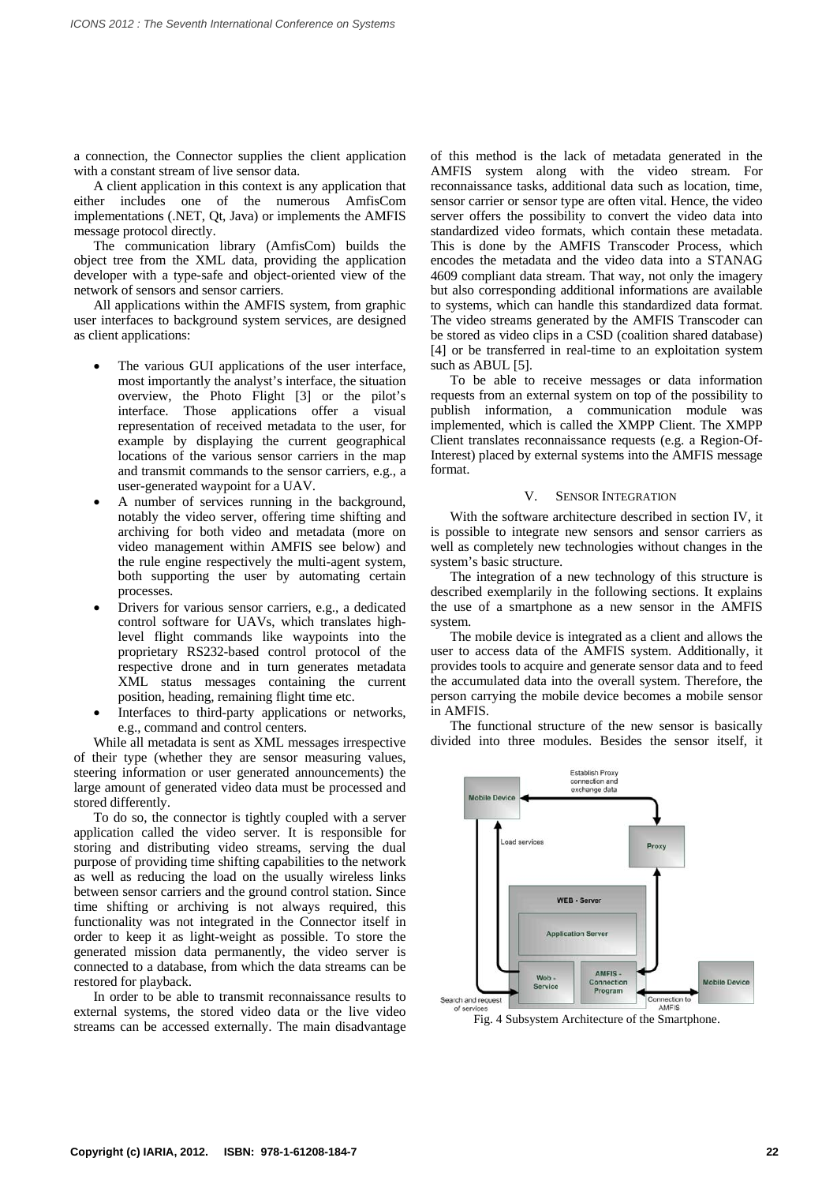a connection, the Connector supplies the client application with a constant stream of live sensor data.

A client application in this context is any application that either includes one of the numerous AmfisCom implementations (.NET, Qt, Java) or implements the AMFIS message protocol directly.

The communication library (AmfisCom) builds the object tree from the XML data, providing the application developer with a type-safe and object-oriented view of the network of sensors and sensor carriers.

All applications within the AMFIS system, from graphic user interfaces to background system services, are designed as client applications:

- The various GUI applications of the user interface, most importantly the analyst's interface, the situation overview, the Photo Flight [3] or the pilot's interface. Those applications offer a visual representation of received metadata to the user, for example by displaying the current geographical locations of the various sensor carriers in the map and transmit commands to the sensor carriers, e.g., a user-generated waypoint for a UAV.
- A number of services running in the background, notably the video server, offering time shifting and archiving for both video and metadata (more on video management within AMFIS see below) and the rule engine respectively the multi-agent system, both supporting the user by automating certain processes.
- Drivers for various sensor carriers, e.g., a dedicated control software for UAVs, which translates high-level flight commands like waypoints into the proprietary RS232-based control protocol of the respective drone and in turn generates metadata XML status messages containing the current position, heading, remaining flight time etc.
- Interfaces to third-party applications or networks, e.g., command and control centers.

While all metadata is sent as XML messages irrespective of their type (whether they are sensor measuring values, steering information or user generated announcements) the large amount of generated video data must be processed and stored differently.

To do so, the connector is tightly coupled with a server application called the video server. It is responsible for storing and distributing video streams, serving the dual purpose of providing time shifting capabilities to the network as well as reducing the load on the usually wireless links between sensor carriers and the ground control station. Since time shifting or archiving is not always required, this functionality was not integrated in the Connector itself in order to keep it as light-weight as possible. To store the generated mission data permanently, the video server is connected to a database, from which the data streams can be restored for playback.

In order to be able to transmit reconnaissance results to external systems, the stored video data or the live video streams can be accessed externally. The main disadvantage of this method is the lack of metadata generated in the AMFIS system along with the video stream. For reconnaissance tasks, additional data such as location, time, sensor carrier or sensor type are often vital. Hence, the video server offers the possibility to convert the video data into standardized video formats, which contain these metadata. This is done by the AMFIS Transcoder Process, which encodes the metadata and the video data into a STANAG 4609 compliant data stream. That way, not only the imagery but also corresponding additional informations are available to systems, which can handle this standardized data format. The video streams generated by the AMFIS Transcoder can be stored as video clips in a CSD (coalition shared database) [4] or be transferred in real-time to an exploitation system such as ABUL [5].

To be able to receive messages or data information requests from an external system on top of the possibility to publish information, a communication module was implemented, which is called the XMPP Client. The XMPP Client translates reconnaissance requests (e.g. a Region-Of-Interest) placed by external systems into the AMFIS message format.

## V. Sensor Integration

With the software architecture described in section IV, it is possible to integrate new sensors and sensor carriers as well as completely new technologies without changes in the system's basic structure.

The integration of a new technology of this structure is described exemplarily in the following sections. It explains the use of a smartphone as a new sensor in the AMFIS system.

The mobile device is integrated as a client and allows the user to access data of the AMFIS system. Additionally, it provides tools to acquire and generate sensor data and to feed the accumulated data into the overall system. Therefore, the person carrying the mobile device becomes a mobile sensor in AMFIS.

The functional structure of the new sensor is basically divided into three modules. Besides the sensor itself, it

Fig. 4 Subsystem Architecture of the Smartphone.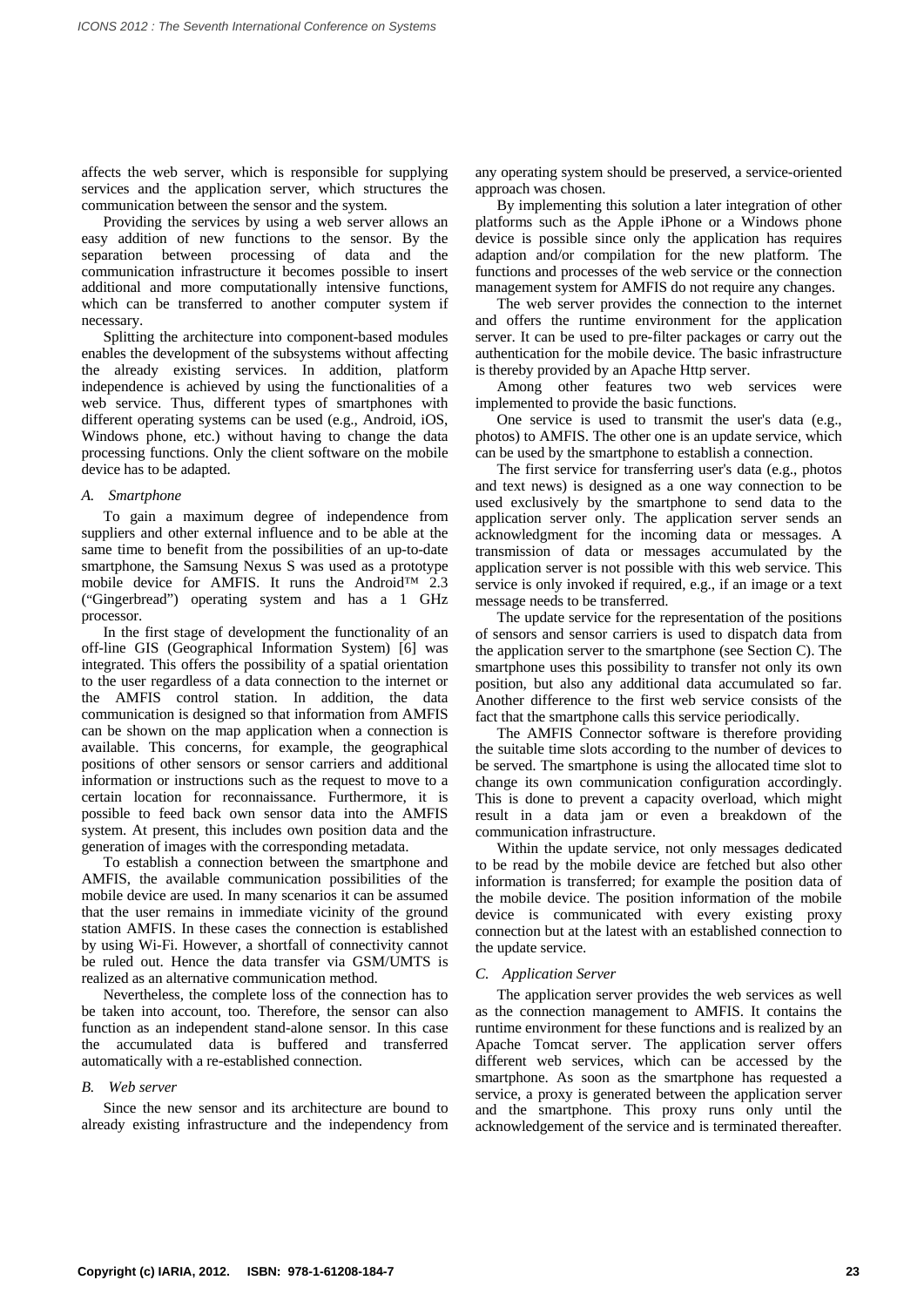affects the web server, which is responsible for supplying services and the application server, which structures the communication between the sensor and the system.

Providing the services by using a web server allows an easy addition of new functions to the sensor. By the separation between processing of data and the communication infrastructure it becomes possible to insert additional and more computationally intensive functions, which can be transferred to another computer system if necessary.

Splitting the architecture into component-based modules enables the development of the subsystems without affecting the already existing services. In addition, platform independence is achieved by using the functionalities of a web service. Thus, different types of smartphones with different operating systems can be used (e.g., Android, iOS, Windows phone, etc.) without having to change the data processing functions. Only the client software on the mobile device has to be adapted.

### *A. Smartphone*

To gain a maximum degree of independence from suppliers and other external influence and to be able at the same time to benefit from the possibilities of an up-to-date smartphone, the Samsung Nexus S was used as a prototype mobile device for AMFIS. It runs the Android™ 2.3 ("Gingerbread") operating system and has a 1 GHz processor.

In the first stage of development the functionality of an off-line GIS (Geographical Information System) [6] was integrated. This offers the possibility of a spatial orientation to the user regardless of a data connection to the internet or the AMFIS control station. In addition, the data communication is designed so that information from AMFIS can be shown on the map application when a connection is available. This concerns, for example, the geographical positions of other sensors or sensor carriers and additional information or instructions such as the request to move to a certain location for reconnaissance. Furthermore, it is possible to feed back own sensor data into the AMFIS system. At present, this includes own position data and the generation of images with the corresponding metadata.

To establish a connection between the smartphone and AMFIS, the available communication possibilities of the mobile device are used. In many scenarios it can be assumed that the user remains in immediate vicinity of the ground station AMFIS. In these cases the connection is established by using Wi-Fi. However, a shortfall of connectivity cannot be ruled out. Hence the data transfer via GSM/UMTS is realized as an alternative communication method.

Nevertheless, the complete loss of the connection has to be taken into account, too. Therefore, the sensor can also function as an independent stand-alone sensor. In this case the accumulated data is buffered and transferred automatically with a re-established connection.

### *B. Web server*

Since the new sensor and its architecture are bound to already existing infrastructure and the independency from any operating system should be preserved, a service-oriented approach was chosen.

By implementing this solution a later integration of other platforms such as the Apple iPhone or a Windows phone device is possible since only the application has requires adaption and/or compilation for the new platform. The functions and processes of the web service or the connection management system for AMFIS do not require any changes.

The web server provides the connection to the internet and offers the runtime environment for the application server. It can be used to pre-filter packages or carry out the authentication for the mobile device. The basic infrastructure is thereby provided by an Apache Http server.

Among other features two web services were implemented to provide the basic functions.

One service is used to transmit the user's data (e.g., photos) to AMFIS. The other one is an update service, which can be used by the smartphone to establish a connection.

The first service for transferring user's data (e.g., photos and text news) is designed as a one way connection to be used exclusively by the smartphone to send data to the application server only. The application server sends an acknowledgment for the incoming data or messages. A transmission of data or messages accumulated by the application server is not possible with this web service. This service is only invoked if required, e.g., if an image or a text message needs to be transferred.

The update service for the representation of the positions of sensors and sensor carriers is used to dispatch data from the application server to the smartphone (see Section C). The smartphone uses this possibility to transfer not only its own position, but also any additional data accumulated so far. Another difference to the first web service consists of the fact that the smartphone calls this service periodically.

The AMFIS Connector software is therefore providing the suitable time slots according to the number of devices to be served. The smartphone is using the allocated time slot to change its own communication configuration accordingly. This is done to prevent a capacity overload, which might result in a data jam or even a breakdown of the communication infrastructure.

Within the update service, not only messages dedicated to be read by the mobile device are fetched but also other information is transferred; for example the position data of the mobile device. The position information of the mobile device is communicated with every existing proxy connection but at the latest with an established connection to the update service.

### *C. Application Server*

The application server provides the web services as well as the connection management to AMFIS. It contains the runtime environment for these functions and is realized by an Apache Tomcat server. The application server offers different web services, which can be accessed by the smartphone. As soon as the smartphone has requested a service, a proxy is generated between the application server and the smartphone. This proxy runs only until the acknowledgement of the service and is terminated thereafter.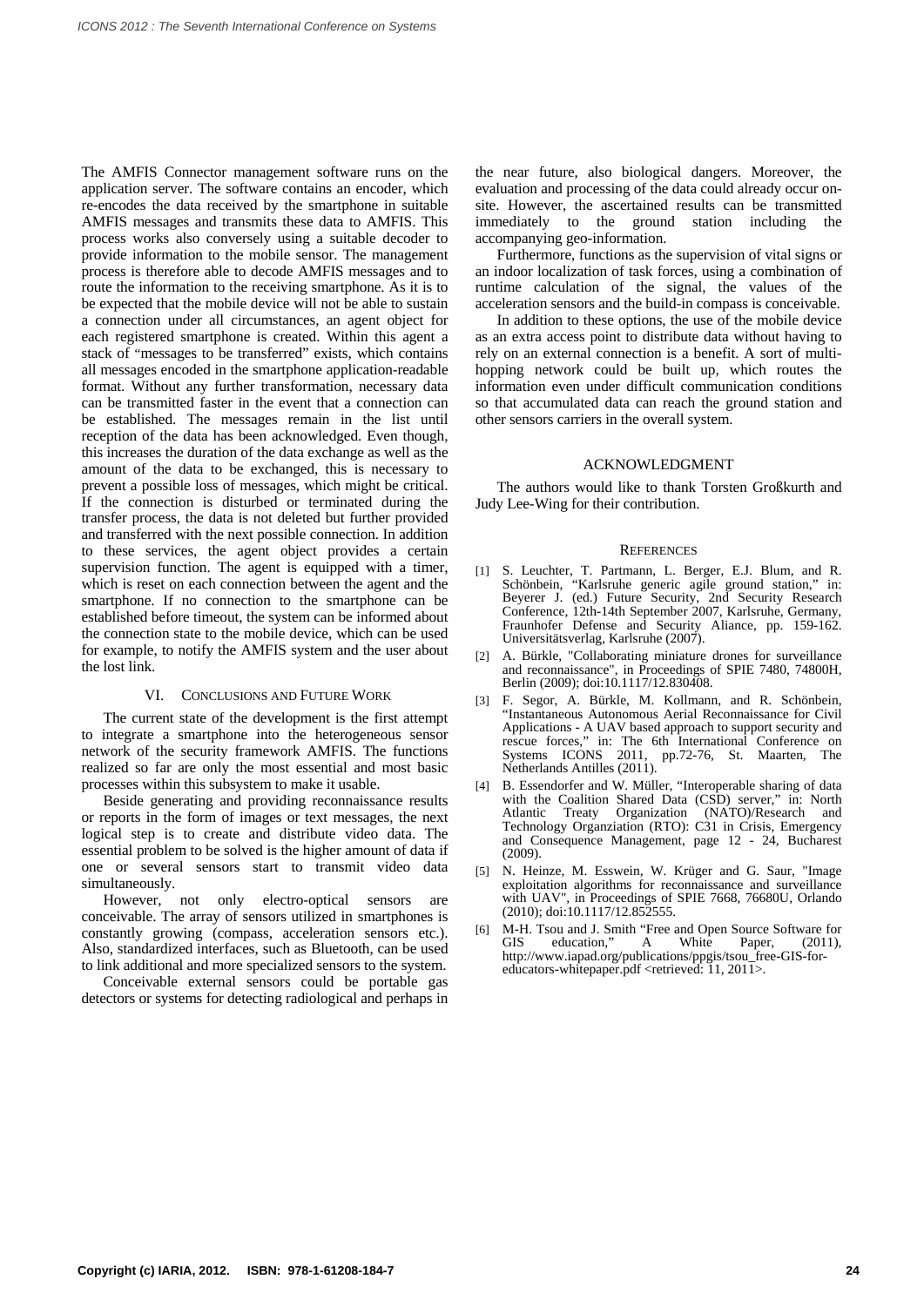The AMFIS Connector management software runs on the application server. The software contains an encoder, which re-encodes the data received by the smartphone in suitable AMFIS messages and transmits these data to AMFIS. This process works also conversely using a suitable decoder to provide information to the mobile sensor. The management process is therefore able to decode AMFIS messages and to route the information to the receiving smartphone. As it is to be expected that the mobile device will not be able to sustain a connection under all circumstances, an agent object for each registered smartphone is created. Within this agent a stack of "messages to be transferred" exists, which contains all messages encoded in the smartphone application-readable format. Without any further transformation, necessary data can be transmitted faster in the event that a connection can be established. The messages remain in the list until reception of the data has been acknowledged. Even though, this increases the duration of the data exchange as well as the amount of the data to be exchanged, this is necessary to prevent a possible loss of messages, which might be critical. If the connection is disturbed or terminated during the transfer process, the data is not deleted but further provided and transferred with the next possible connection. In addition to these services, the agent object provides a certain supervision function. The agent is equipped with a timer, which is reset on each connection between the agent and the smartphone. If no connection to the smartphone can be established before timeout, the system can be informed about the connection state to the mobile device, which can be used for example, to notify the AMFIS system and the user about the lost link.

## VI. Conclusions and Future Work

The current state of the development is the first attempt to integrate a smartphone into the heterogeneous sensor network of the security framework AMFIS. The functions realized so far are only the most essential and most basic processes within this subsystem to make it usable.

Beside generating and providing reconnaissance results or reports in the form of images or text messages, the next logical step is to create and distribute video data. The essential problem to be solved is the higher amount of data if one or several sensors start to transmit video data simultaneously.

However, not only electro-optical sensors are conceivable. The array of sensors utilized in smartphones is constantly growing (compass, acceleration sensors etc.). Also, standardized interfaces, such as Bluetooth, can be used to link additional and more specialized sensors to the system.

Conceivable external sensors could be portable gas detectors or systems for detecting radiological and perhaps in the near future, also biological dangers. Moreover, the evaluation and processing of the data could already occur on-site. However, the ascertained results can be transmitted immediately to the ground station including the accompanying geo-information.

Furthermore, functions as the supervision of vital signs or an indoor localization of task forces, using a combination of runtime calculation of the signal, the values of the acceleration sensors and the build-in compass is conceivable.

In addition to these options, the use of the mobile device as an extra access point to distribute data without having to rely on an external connection is a benefit. A sort of multi-hopping network could be built up, which routes the information even under difficult communication conditions so that accumulated data can reach the ground station and other sensors carriers in the overall system.

## Acknowledgment

The authors would like to thank Torsten Großkurth and Judy Lee-Wing for their contribution.

## References

[1] S. Leuchter, T. Partmann, L. Berger, E.J. Blum, and R. Schönbein, "Karlsruhe generic agile ground station," in: Beyerer J. (ed.) Future Security, 2nd Security Research Conference, 12th-14th September 2007, Karlsruhe, Germany, Fraunhofer Defense and Security Aliance, pp. 159-162. Universitätsverlag, Karlsruhe (2007).

[2] A. Bürkle, "Collaborating miniature drones for surveillance and reconnaissance", in Proceedings of SPIE 7480, 74800H, Berlin (2009); doi:10.1117/12.830408.

[3] F. Segor, A. Bürkle, M. Kollmann, and R. Schönbein, "Instantaneous Autonomous Aerial Reconnaissance for Civil Applications - A UAV based approach to support security and rescue forces," in: The 6th International Conference on Systems ICONS 2011, pp.72-76, St. Maarten, The Netherlands Antilles (2011).

[4] B. Essendorfer and W. Müller, "Interoperable sharing of data with the Coalition Shared Data (CSD) server," in: North Atlantic Treaty Organization (NATO)/Research and Technology Organziation (RTO): C31 in Crisis, Emergency and Consequence Management, page 12 - 24, Bucharest (2009).

[5] N. Heinze, M. Esswein, W. Krüger and G. Saur, "Image exploitation algorithms for reconnaissance and surveillance with UAV", in Proceedings of SPIE 7668, 76680U, Orlando (2010); doi:10.1117/12.852555.

[6] M-H. Tsou and J. Smith "Free and Open Source Software for GIS education," A White Paper, (2011), http://www.iapad.org/publications/ppgis/tsou_free-GIS-for-educators-whitepaper.pdf <retrieved: 11, 2011>.